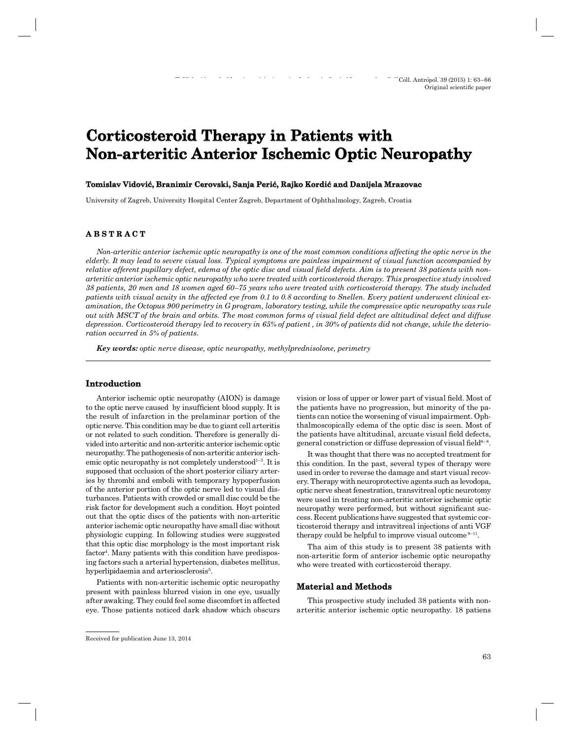Original scientific paper

# Corticosteroid Therapy in Patients with Non-arteritic Anterior Ischemic Optic Neuropathy

**Tomislav Vidović, Branimir Cerovski, Sanja Perić, Rajko Kordić and Danijela Mrazovac**

University of Zagreb, University Hospital Center Zagreb, Department of Ophthalmology, Zagreb, Croatia

## ABSTRACT

*Non-arteritic anterior ischemic optic neuropathy is one of the most common conditions affecting the optic nerve in the elderly. It may lead to severe visual loss. Typical symptoms are painless impairment of visual function accompanied by relative afferent pupillary defect, edema of the optic disc and visual field defects. Aim is to present 38 patients with non-arteritic anterior ischemic optic neuropathy who were treated with corticosteroid therapy. This prospective study involved 38 patients, 20 men and 18 women aged 60–75 years who were treated with corticosteroid therapy. The study included patients with visual acuity in the affected eye from 0.1 to 0.8 according to Snellen. Every patient underwent clinical examination, the Octopus 900 perimetry in G program, laboratory testing, while the compressive optic neuropathy was rule out with MSCT of the brain and orbits. The most common forms of visual field defect are altitudinal defect and diffuse depression. Corticosteroid therapy led to recovery in 65% of patient , in 30% of patients did not change, while the deterioration occurred in 5% of patients.*

***Key words:*** *optic nerve disease, optic neuropathy, methylprednisolone, perimetry*

## Introduction

Anterior ischemic optic neuropathy (AION) is damage to the optic nerve caused by insufficient blood supply. It is the result of infarction in the prelaminar portion of the optic nerve. This condition may be due to giant cell arteritis or not related to such condition. Therefore is generally divided into arteritic and non-arteritic anterior ischemic optic neuropathy. The pathogenesis of non-arteritic anterior ischemic optic neuropathy is not completely understood[1–3]. It is supposed that occlusion of the short posterior ciliary arteries by thrombi and emboli with temporary hypoperfusion of the anterior portion of the optic nerve led to visual disturbances. Patients with crowded or small disc could be the risk factor for development such a condition. Hoyt pointed out that the optic discs of the patients with non-arteritic anterior ischemic optic neuropathy have small disc without physiologic cupping. In following studies were suggested that this optic disc morphology is the most important risk factor[4]. Many patients with this condition have predisposing factors such a arterial hypertension, diabetes mellitus, hyperlipidaemia and arteriosclerosis[5].

Patients with non-arteritic ischemic optic neuropathy present with painless blurred vision in one eye, usually after awaking. They could feel some discomfort in affected eye. Those patients noticed dark shadow which obscurs vision or loss of upper or lower part of visual field. Most of the patients have no progression, but minority of the patients can notice the worsening of visual impairment. Ophthalmoscopically edema of the optic disc is seen. Most of the patients have altitudinal, arcuate visual field defects, general constriction or diffuse depression of visual field[6–8].

It was thought that there was no accepted treatment for this condition. In the past, several types of therapy were used in order to reverse the damage and start visual recovery. Therapy with neuroprotective agents such as levodopa, optic nerve sheat fenestration, transvitreal optic neurotomy were used in treating non-arteritic anterior ischemic optic neuropathy were performed, but without significant success. Recent publications have suggested that systemic corticosteroid therapy and intravitreal injections of anti VGF therapy could be helpful to improve visual outcome[9–11].

Tha aim of this study is to present 38 patients with non-arteritic form of anterior ischemic optic neuropathy who were treated with corticosteroid therapy.

## Material and Methods

This prospective study included 38 patients with non-arteritic anterior ischemic optic neuropathy. 18 patiens

Received for publication June 13, 2014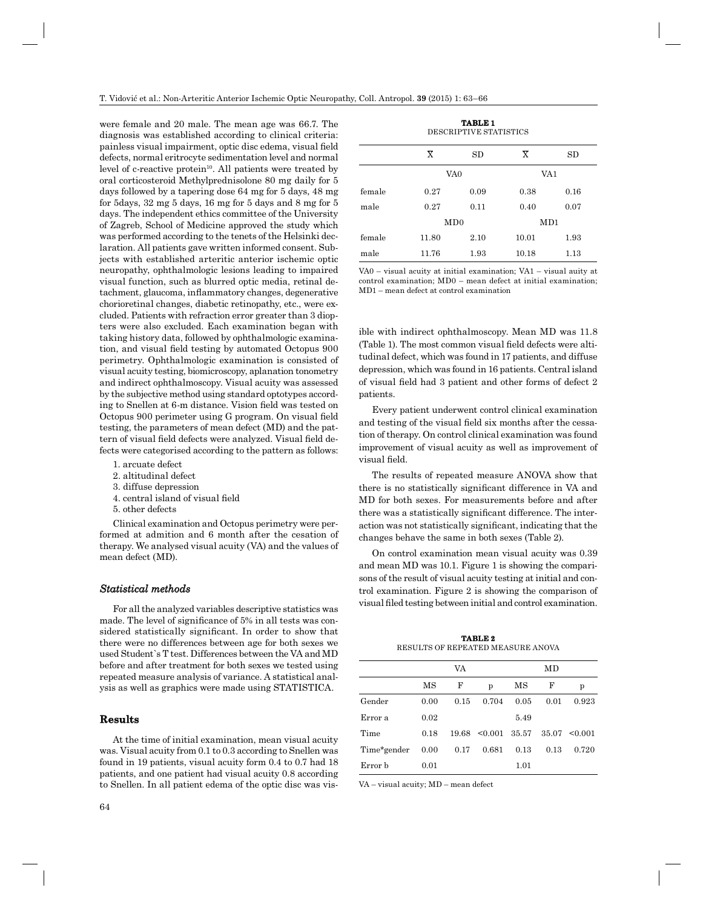were female and 20 male. The mean age was 66.7. The diagnosis was established according to clinical criteria: painless visual impairment, optic disc edema, visual field defects, normal eritrocyte sedimentation level and normal level of c-reactive protein[10]. All patients were treated by oral corticosteroid Methylprednisolone 80 mg daily for 5 days followed by a tapering dose 64 mg for 5 days, 48 mg for 5days, 32 mg 5 days, 16 mg for 5 days and 8 mg for 5 days. The independent ethics committee of the University of Zagreb, School of Medicine approved the study which was performed according to the tenets of the Helsinki declaration. All patients gave written informed consent. Subjects with established arteritic anterior ischemic optic neuropathy, ophthalmologic lesions leading to impaired visual function, such as blurred optic media, retinal detachment, glaucoma, inflammatory changes, degenerative chorioretinal changes, diabetic retinopathy, etc., were excluded. Patients with refraction error greater than 3 diopters were also excluded. Each examination began with taking history data, followed by ophthalmologic examination, and visual field testing by automated Octopus 900 perimetry. Ophthalmologic examination is consisted of visual acuity testing, biomicroscopy, aplanation tonometry and indirect ophthalmoscopy. Visual acuity was assessed by the subjective method using standard optotypes according to Snellen at 6-m distance. Vision field was tested on Octopus 900 perimeter using G program. On visual field testing, the parameters of mean defect (MD) and the pattern of visual field defects were analyzed. Visual field defects were categorised according to the pattern as follows:

1. arcuate defect
2. altitudinal defect
3. diffuse depression
4. central island of visual field
5. other defects

Clinical examination and Octopus perimetry were performed at admition and 6 month after the cesation of therapy. We analysed visual acuity (VA) and the values of mean defect (MD).

### *Statistical methods*

For all the analyzed variables descriptive statistics was made. The level of significance of 5% in all tests was considered statistically significant. In order to show that there were no differences between age for both sexes we used Student`s T test. Differences between the VA and MD before and after treatment for both sexes we tested using repeated measure analysis of variance. A statistical analysis as well as graphics were made using STATISTICA.

## Results

At the time of initial examination, mean visual acuity was. Visual acuity from 0.1 to 0.3 according to Snellen was found in 19 patients, visual acuity form 0.4 to 0.7 had 18 patients, and one patient had visual acuity 0.8 according to Snellen. In all patient edema of the optic disc was visible with indirect ophthalmoscopy. Mean MD was 11.8 (Table 1). The most common visual field defects were altitudinal defect, which was found in 17 patients, and diffuse depression, which was found in 16 patients. Central island of visual field had 3 patient and other forms of defect 2 patients.

**TABLE 1**
DESCRIPTIVE STATISTICS

| | $\bar{X}$ | SD | $\bar{X}$ | SD |
|---|---|---|---|---|
| | VA0 | | VA1 | |
| female | 0.27 | 0.09 | 0.38 | 0.16 |
| male | 0.27 | 0.11 | 0.40 | 0.07 |
| | MD0 | | MD1 | |
| female | 11.80 | 2.10 | 10.01 | 1.93 |
| male | 11.76 | 1.93 | 10.18 | 1.13 |

VA0 – visual acuity at initial examination; VA1 – visual auity at control examination; MD0 – mean defect at initial examination; MD1 – mean defect at control examination

Every patient underwent control clinical examination and testing of the visual field six months after the cessation of therapy. On control clinical examination was found improvement of visual acuity as well as improvement of visual field.

The results of repeated measure ANOVA show that there is no statistically significant difference in VA and MD for both sexes. For measurements before and after there was a statistically significant difference. The interaction was not statistically significant, indicating that the changes behave the same in both sexes (Table 2).

On control examination mean visual acuity was 0.39 and mean MD was 10.1. Figure 1 is showing the comparisons of the result of visual acuity testing at initial and control examination. Figure 2 is showing the comparison of visual filed testing between initial and control examination.

**TABLE 2**
RESULTS OF REPEATED MEASURE ANOVA

| | VA | | | MD | | |
|---|---|---|---|---|---|---|
| | MS | F | p | MS | F | p |
| Gender | 0.00 | 0.15 | 0.704 | 0.05 | 0.01 | 0.923 |
| Error a | 0.02 | | | 5.49 | | |
| Time | 0.18 | 19.68 | <0.001 | 35.57 | 35.07 | <0.001 |
| Time*gender | 0.00 | 0.17 | 0.681 | 0.13 | 0.13 | 0.720 |
| Error b | 0.01 | | | 1.01 | | |

VA – visual acuity; MD – mean defect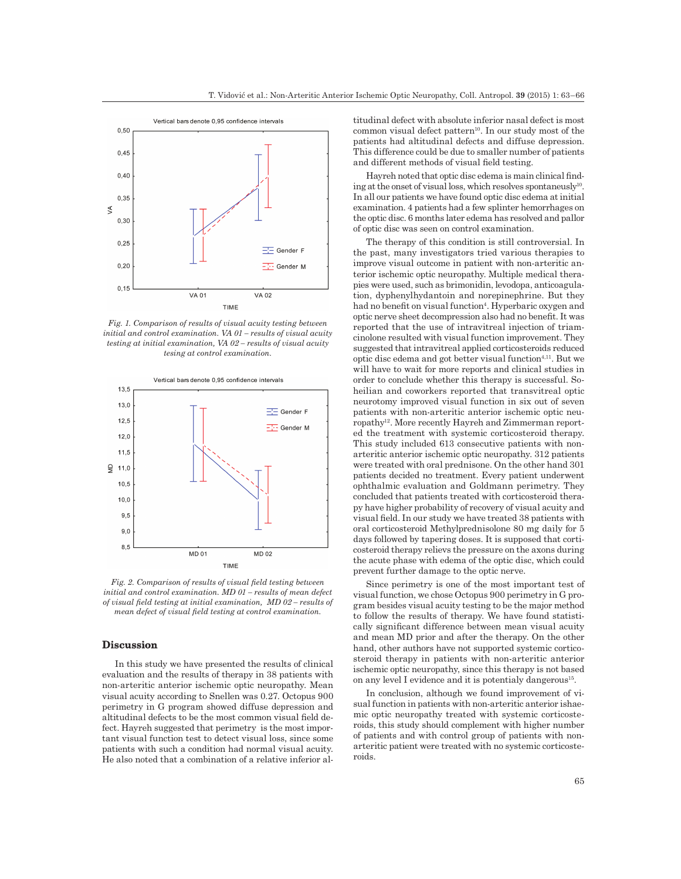*Fig. 1. Comparison of results of visual acuity testing between initial and control examination. VA 01 – results of visual acuity testing at initial examination, VA 02 – results of visual acuity tesing at control examination.*

*Fig. 2. Comparison of results of visual field testing between initial and control examination. MD 01 – results of mean defect of visual field testing at initial examination, MD 02 – results of mean defect of visual field testing at control examination.*

## Discussion

In this study we have presented the results of clinical evaluation and the results of therapy in 38 patients with non-arteritic anterior ischemic optic neuropathy. Mean visual acuity according to Snellen was 0.27. Octopus 900 perimetry in G program showed diffuse depression and altitudinal defects to be the most common visual field defect. Hayreh suggested that perimetry is the most important visual function test to detect visual loss, since some patients with such a condition had normal visual acuity. He also noted that a combination of a relative inferior altitudinal defect with absolute inferior nasal defect is most common visual defect pattern[10]. In our study most of the patients had altitudinal defects and diffuse depression. This difference could be due to smaller number of patients and different methods of visual field testing.

Hayreh noted that optic disc edema is main clinical finding at the onset of visual loss, which resolves spontaneusly[10]. In all our patients we have found optic disc edema at initial examination. 4 patients had a few splinter hemorrhages on the optic disc. 6 months later edema has resolved and pallor of optic disc was seen on control examination.

The therapy of this condition is still controversial. In the past, many investigators tried various therapies to improve visual outcome in patient with non-arteritic anterior ischemic optic neuropathy. Multiple medical therapies were used, such as brimonidin, levodopa, anticoagulation, dyphenylhydantoin and norepinephrine. But they had no benefit on visual function[4]. Hyperbaric oxygen and optic nerve sheet decompression also had no benefit. It was reported that the use of intravitreal injection of triamcinolone resulted with visual function improvement. They suggested that intravitreal applied corticosteroids reduced optic disc edema and got better visual function[4,11]. But we will have to wait for more reports and clinical studies in order to conclude whether this therapy is successful. Soheilian and coworkers reported that transvitreal optic neurotomy improved visual function in six out of seven patients with non-arteritic anterior ischemic optic neuropathy[12]. More recently Hayreh and Zimmerman reported the treatment with systemic corticosteroid therapy. This study included 613 consecutive patients with non-arteritic anterior ischemic optic neuropathy. 312 patients were treated with oral prednisone. On the other hand 301 patients decided no treatment. Every patient underwent ophthalmic evaluation and Goldmann perimetry. They concluded that patients treated with corticosteroid therapy have higher probability of recovery of visual acuity and visual field. In our study we have treated 38 patients with oral corticosteroid Methylprednisolone 80 mg daily for 5 days followed by tapering doses. It is supposed that corticosteroid therapy relievs the pressure on the axons during the acute phase with edema of the optic disc, which could prevent further damage to the optic nerve.

Since perimetry is one of the most important test of visual function, we chose Octopus 900 perimetry in G program besides visual acuity testing to be the major method to follow the results of therapy. We have found statistically significant difference between mean visual acuity and mean MD prior and after the therapy. On the other hand, other authors have not supported systemic corticosteroid therapy in patients with non-arteritic anterior ischemic optic neuropathy, since this therapy is not based on any level I evidence and it is potentialy dangerous[15].

In conclusion, although we found improvement of visual function in patients with non-arteritic anterior ishaemic optic neuropathy treated with systemic corticosteroids, this study should complement with higher number of patients and with control group of patients with non-arteritic patient were treated with no systemic corticosteroids.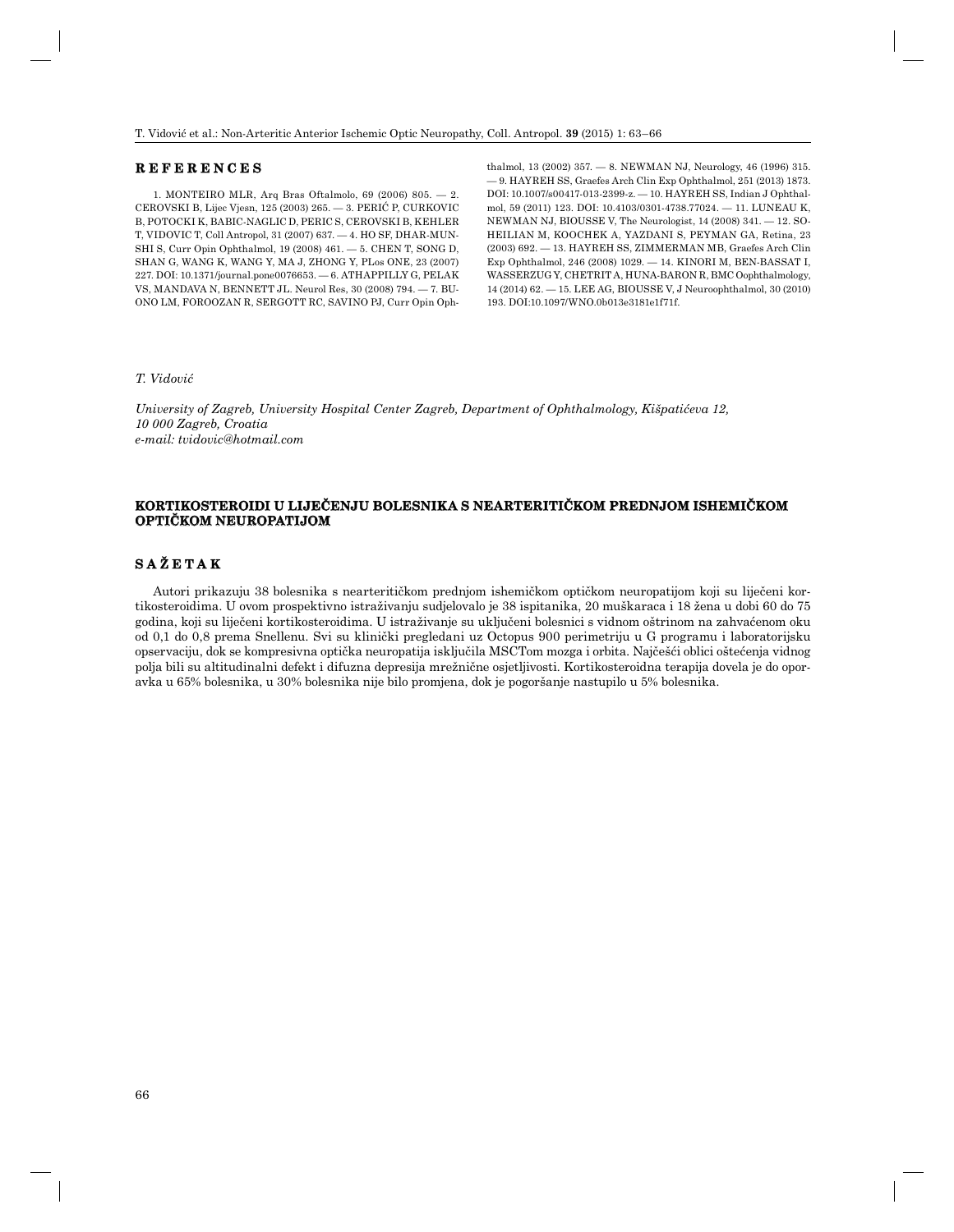## REFERENCES

1. MONTEIRO MLR, Arq Bras Oftalmolo, 69 (2006) 805. — 2. CEROVSKI B, Lijec Vjesn, 125 (2003) 265. — 3. PERIĆ P, CURKOVIC B, POTOCKI K, BABIC-NAGLIC D, PERIC S, CEROVSKI B, KEHLER T, VIDOVIC T, Coll Antropol, 31 (2007) 637. — 4. HO SF, DHAR-MUNSHI S, Curr Opin Ophthalmol, 19 (2008) 461. — 5. CHEN T, SONG D, SHAN G, WANG K, WANG Y, MA J, ZHONG Y, PLos ONE, 23 (2007) 227. DOI: 10.1371/journal.pone0076653. — 6. ATHAPPILLY G, PELAK VS, MANDAVA N, BENNETT JL. Neurol Res, 30 (2008) 794. — 7. BUONO LM, FOROOZAN R, SERGOTT RC, SAVINO PJ, Curr Opin Ophthalmol, 13 (2002) 357. — 8. NEWMAN NJ, Neurology, 46 (1996) 315. — 9. HAYREH SS, Graefes Arch Clin Exp Ophthalmol, 251 (2013) 1873. DOI: 10.1007/s00417-013-2399-z. — 10. HAYREH SS, Indian J Ophthalmol, 59 (2011) 123. DOI: 10.4103/0301-4738.77024. — 11. LUNEAU K, NEWMAN NJ, BIOUSSE V, The Neurologist, 14 (2008) 341. — 12. SOHEILIAN M, KOOCHEK A, YAZDANI S, PEYMAN GA, Retina, 23 (2003) 692. — 13. HAYREH SS, ZIMMERMAN MB, Graefes Arch Clin Exp Ophthalmol, 246 (2008) 1029. — 14. KINORI M, BEN-BASSAT I, WASSERZUG Y, CHETRIT A, HUNA-BARON R, BMC Oophthalmology, 14 (2014) 62. — 15. LEE AG, BIOUSSE V, J Neuroophthalmol, 30 (2010) 193. DOI:10.1097/WNO.0b013e3181e1f71f.

*T. Vidović*

*University of Zagreb, University Hospital Center Zagreb, Department of Ophthalmology, Kišpatićeva 12, 10 000 Zagreb, Croatia*
*e-mail: tvidovic@hotmail.com*

## KORTIKOSTEROIDI U LIJEČENJU BOLESNIKA S NEARTERITIČKOM PREDNJOM ISHEMIČKOM OPTIČKOM NEUROPATIJOM

## SAŽETAK

Autori prikazuju 38 bolesnika s nearteritičkom prednjom ishemičkom optičkom neuropatijom koji su liječeni kortikosteroidima. U ovom prospektivno istraživanju sudjelovalo je 38 ispitanika, 20 muškaraca i 18 žena u dobi 60 do 75 godina, koji su liječeni kortikosteroidima. U istraživanje su uključeni bolesnici s vidnom oštrinom na zahvaćenom oku od 0,1 do 0,8 prema Snellenu. Svi su klinički pregledani uz Octopus 900 perimetriju u G programu i laboratorijsku opservaciju, dok se kompresivna optička neuropatija isključila MSCTom mozga i orbita. Najčešći oblici oštećenja vidnog polja bili su altitudinalni defekt i difuzna depresija mrežnične osjetljivosti. Kortikosteroidna terapija dovela je do oporavka u 65% bolesnika, u 30% bolesnika nije bilo promjena, dok je pogoršanje nastupilo u 5% bolesnika.